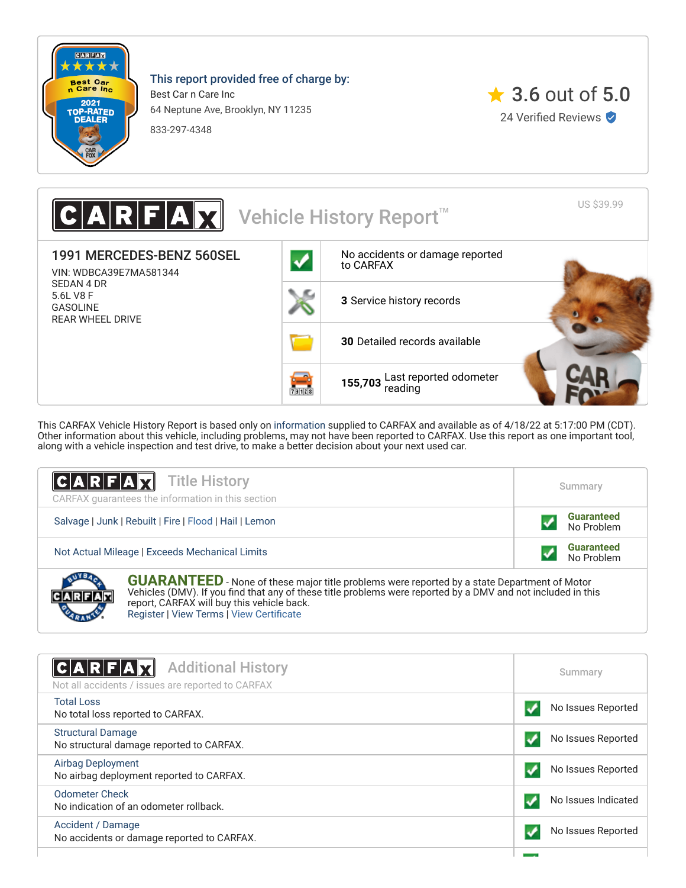CARFAX ★★★★★ Best Car n Care Inc 2021 TOP-RATED DEALER

**This report provided free of charge by:**

Best Car n Care Inc
64 Neptune Ave, Brooklyn, NY 11235
833-297-4348

★ 3.6 out of 5.0
24 Verified Reviews

# CARFAX Vehicle History Report™

US $39.99

## 1991 MERCEDES-BENZ 560SEL

VIN: WDBCA39E7MA581344
SEDAN 4 DR
5.6L V8 F
GASOLINE
REAR WHEEL DRIVE

- No accidents or damage reported to CARFAX
- **3** Service history records
- **30** Detailed records available
- **155,703** Last reported odometer reading

This CARFAX Vehicle History Report is based only on information supplied to CARFAX and available as of 4/18/22 at 5:17:00 PM (CDT). Other information about this vehicle, including problems, may not have been reported to CARFAX. Use this report as one important tool, along with a vehicle inspection and test drive, to make a better decision about your next used car.

## CARFAX Title History

CARFAX guarantees the information in this section

| | Summary |
|---|---|
| Salvage \| Junk \| Rebuilt \| Fire \| Flood \| Hail \| Lemon | Guaranteed No Problem |
| Not Actual Mileage \| Exceeds Mechanical Limits | Guaranteed No Problem |

**GUARANTEED** - None of these major title problems were reported by a state Department of Motor Vehicles (DMV). If you find that any of these title problems were reported by a DMV and not included in this report, CARFAX will buy this vehicle back.
Register | View Terms | View Certificate

## CARFAX Additional History

Not all accidents / issues are reported to CARFAX

| | Summary |
|---|---|
| Total Loss<br>No total loss reported to CARFAX. | No Issues Reported |
| Structural Damage<br>No structural damage reported to CARFAX. | No Issues Reported |
| Airbag Deployment<br>No airbag deployment reported to CARFAX. | No Issues Reported |
| Odometer Check<br>No indication of an odometer rollback. | No Issues Indicated |
| Accident / Damage<br>No accidents or damage reported to CARFAX. | No Issues Reported |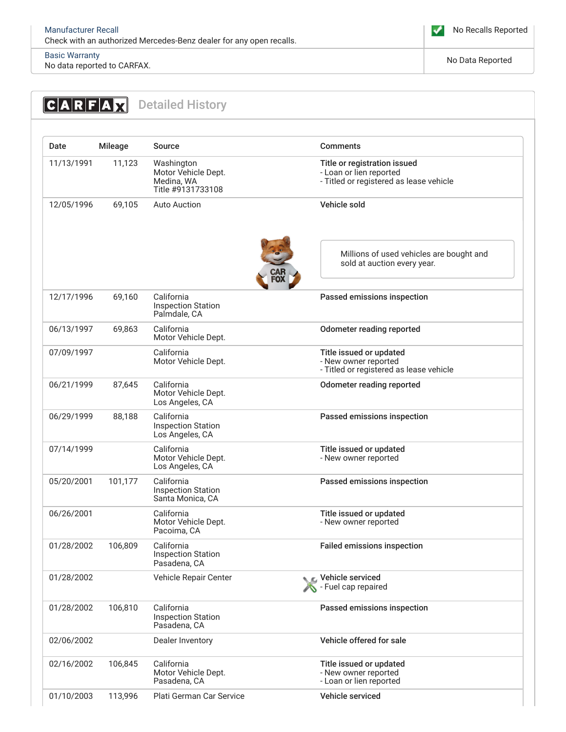| Manufacturer Recall | |
|---|---|
| Check with an authorized Mercedes-Benz dealer for any open recalls. | No Recalls Reported |

| Basic Warranty | |
|---|---|
| No data reported to CARFAX. | No Data Reported |

## CARFAX Detailed History

| Date | Mileage | Source | Comments |
|---|---|---|---|
| 11/13/1991 | 11,123 | Washington Motor Vehicle Dept. Medina, WA Title #9131733108 | **Title or registration issued** - Loan or lien reported - Titled or registered as lease vehicle |
| 12/05/1996 | 69,105 | Auto Auction | **Vehicle sold** Millions of used vehicles are bought and sold at auction every year. |
| 12/17/1996 | 69,160 | California Inspection Station Palmdale, CA | **Passed emissions inspection** |
| 06/13/1997 | 69,863 | California Motor Vehicle Dept. | **Odometer reading reported** |
| 07/09/1997 | | California Motor Vehicle Dept. | **Title issued or updated** - New owner reported - Titled or registered as lease vehicle |
| 06/21/1999 | 87,645 | California Motor Vehicle Dept. Los Angeles, CA | **Odometer reading reported** |
| 06/29/1999 | 88,188 | California Inspection Station Los Angeles, CA | **Passed emissions inspection** |
| 07/14/1999 | | California Motor Vehicle Dept. Los Angeles, CA | **Title issued or updated** - New owner reported |
| 05/20/2001 | 101,177 | California Inspection Station Santa Monica, CA | **Passed emissions inspection** |
| 06/26/2001 | | California Motor Vehicle Dept. Pacoima, CA | **Title issued or updated** - New owner reported |
| 01/28/2002 | 106,809 | California Inspection Station Pasadena, CA | **Failed emissions inspection** |
| 01/28/2002 | | Vehicle Repair Center | **Vehicle serviced** - Fuel cap repaired |
| 01/28/2002 | 106,810 | California Inspection Station Pasadena, CA | **Passed emissions inspection** |
| 02/06/2002 | | Dealer Inventory | **Vehicle offered for sale** |
| 02/16/2002 | 106,845 | California Motor Vehicle Dept. Pasadena, CA | **Title issued or updated** - New owner reported - Loan or lien reported |
| 01/10/2003 | 113,996 | Plati German Car Service | **Vehicle serviced** |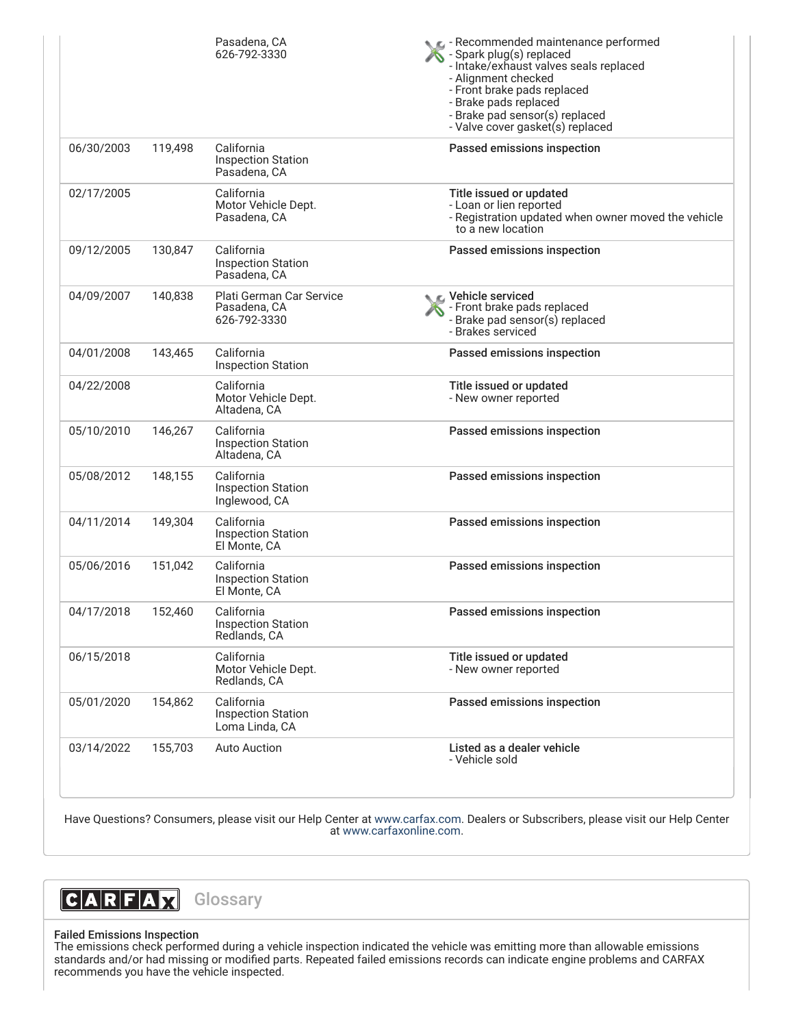| Date | Mileage | Source | Comments |
|---|---|---|---|
| | | Pasadena, CA<br>626-792-3330 | - Recommended maintenance performed<br>- Spark plug(s) replaced<br>- Intake/exhaust valves seals replaced<br>- Alignment checked<br>- Front brake pads replaced<br>- Brake pads replaced<br>- Brake pad sensor(s) replaced<br>- Valve cover gasket(s) replaced |
| 06/30/2003 | 119,498 | California<br>Inspection Station<br>Pasadena, CA | **Passed emissions inspection** |
| 02/17/2005 | | California<br>Motor Vehicle Dept.<br>Pasadena, CA | **Title issued or updated**<br>- Loan or lien reported<br>- Registration updated when owner moved the vehicle to a new location |
| 09/12/2005 | 130,847 | California<br>Inspection Station<br>Pasadena, CA | **Passed emissions inspection** |
| 04/09/2007 | 140,838 | Plati German Car Service<br>Pasadena, CA<br>626-792-3330 | **Vehicle serviced**<br>- Front brake pads replaced<br>- Brake pad sensor(s) replaced<br>- Brakes serviced |
| 04/01/2008 | 143,465 | California<br>Inspection Station | **Passed emissions inspection** |
| 04/22/2008 | | California<br>Motor Vehicle Dept.<br>Altadena, CA | **Title issued or updated**<br>- New owner reported |
| 05/10/2010 | 146,267 | California<br>Inspection Station<br>Altadena, CA | **Passed emissions inspection** |
| 05/08/2012 | 148,155 | California<br>Inspection Station<br>Inglewood, CA | **Passed emissions inspection** |
| 04/11/2014 | 149,304 | California<br>Inspection Station<br>El Monte, CA | **Passed emissions inspection** |
| 05/06/2016 | 151,042 | California<br>Inspection Station<br>El Monte, CA | **Passed emissions inspection** |
| 04/17/2018 | 152,460 | California<br>Inspection Station<br>Redlands, CA | **Passed emissions inspection** |
| 06/15/2018 | | California<br>Motor Vehicle Dept.<br>Redlands, CA | **Title issued or updated**<br>- New owner reported |
| 05/01/2020 | 154,862 | California<br>Inspection Station<br>Loma Linda, CA | **Passed emissions inspection** |
| 03/14/2022 | 155,703 | Auto Auction | **Listed as a dealer vehicle**<br>- Vehicle sold |

Have Questions? Consumers, please visit our Help Center at www.carfax.com. Dealers or Subscribers, please visit our Help Center at www.carfaxonline.com.

## CARFAX Glossary

**Failed Emissions Inspection**
The emissions check performed during a vehicle inspection indicated the vehicle was emitting more than allowable emissions standards and/or had missing or modified parts. Repeated failed emissions records can indicate engine problems and CARFAX recommends you have the vehicle inspected.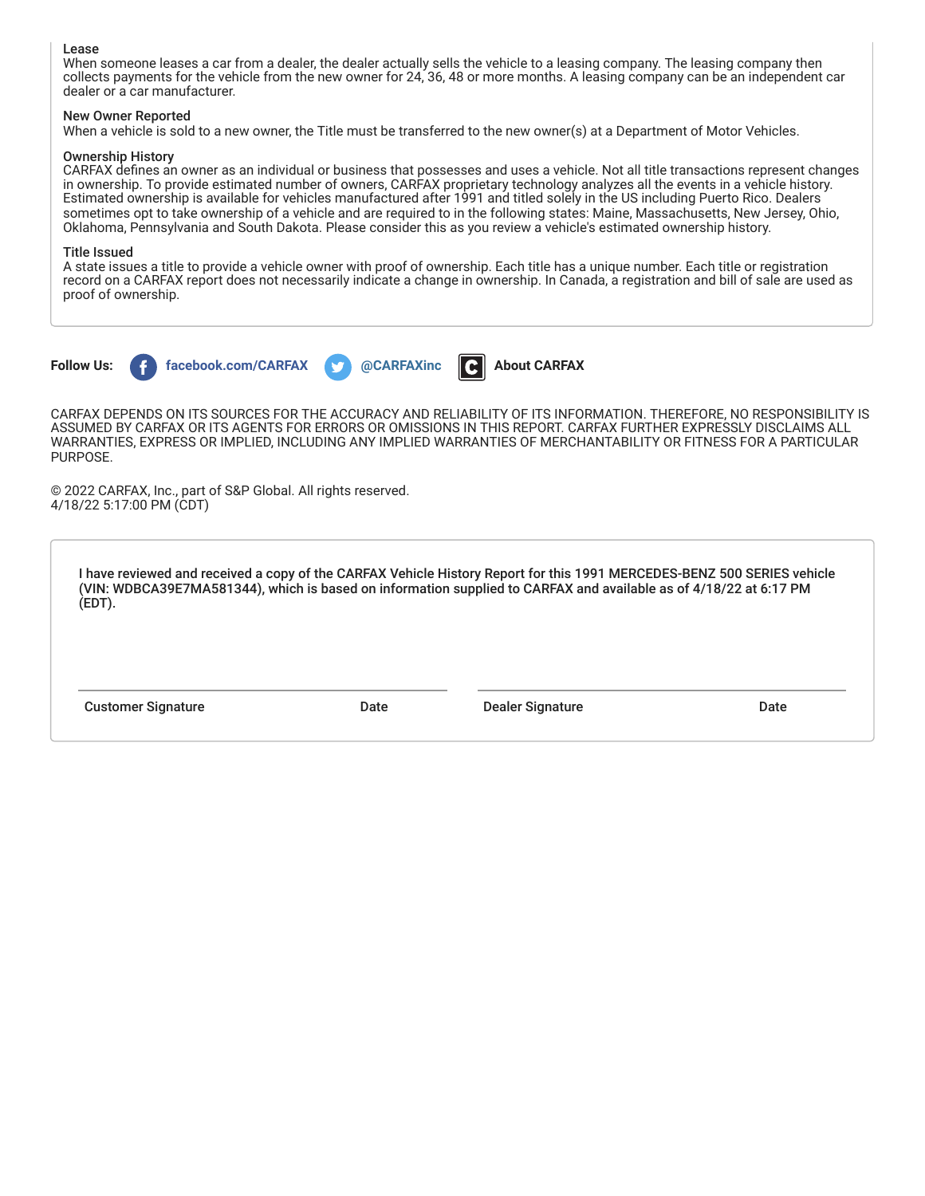**Lease**
When someone leases a car from a dealer, the dealer actually sells the vehicle to a leasing company. The leasing company then collects payments for the vehicle from the new owner for 24, 36, 48 or more months. A leasing company can be an independent car dealer or a car manufacturer.

**New Owner Reported**
When a vehicle is sold to a new owner, the Title must be transferred to the new owner(s) at a Department of Motor Vehicles.

**Ownership History**
CARFAX defines an owner as an individual or business that possesses and uses a vehicle. Not all title transactions represent changes in ownership. To provide estimated number of owners, CARFAX proprietary technology analyzes all the events in a vehicle history. Estimated ownership is available for vehicles manufactured after 1991 and titled solely in the US including Puerto Rico. Dealers sometimes opt to take ownership of a vehicle and are required to in the following states: Maine, Massachusetts, New Jersey, Ohio, Oklahoma, Pennsylvania and South Dakota. Please consider this as you review a vehicle's estimated ownership history.

**Title Issued**
A state issues a title to provide a vehicle owner with proof of ownership. Each title has a unique number. Each title or registration record on a CARFAX report does not necessarily indicate a change in ownership. In Canada, a registration and bill of sale are used as proof of ownership.

**Follow Us:** facebook.com/CARFAX @CARFAXinc **About CARFAX**

CARFAX DEPENDS ON ITS SOURCES FOR THE ACCURACY AND RELIABILITY OF ITS INFORMATION. THEREFORE, NO RESPONSIBILITY IS ASSUMED BY CARFAX OR ITS AGENTS FOR ERRORS OR OMISSIONS IN THIS REPORT. CARFAX FURTHER EXPRESSLY DISCLAIMS ALL WARRANTIES, EXPRESS OR IMPLIED, INCLUDING ANY IMPLIED WARRANTIES OF MERCHANTABILITY OR FITNESS FOR A PARTICULAR PURPOSE.

© 2022 CARFAX, Inc., part of S&P Global. All rights reserved.
4/18/22 5:17:00 PM (CDT)

**I have reviewed and received a copy of the CARFAX Vehicle History Report for this 1991 MERCEDES-BENZ 500 SERIES vehicle (VIN: WDBCA39E7MA581344), which is based on information supplied to CARFAX and available as of 4/18/22 at 6:17 PM (EDT).**

| | | | |
|---|---|---|---|
| **Customer Signature** | **Date** | **Dealer Signature** | **Date** |